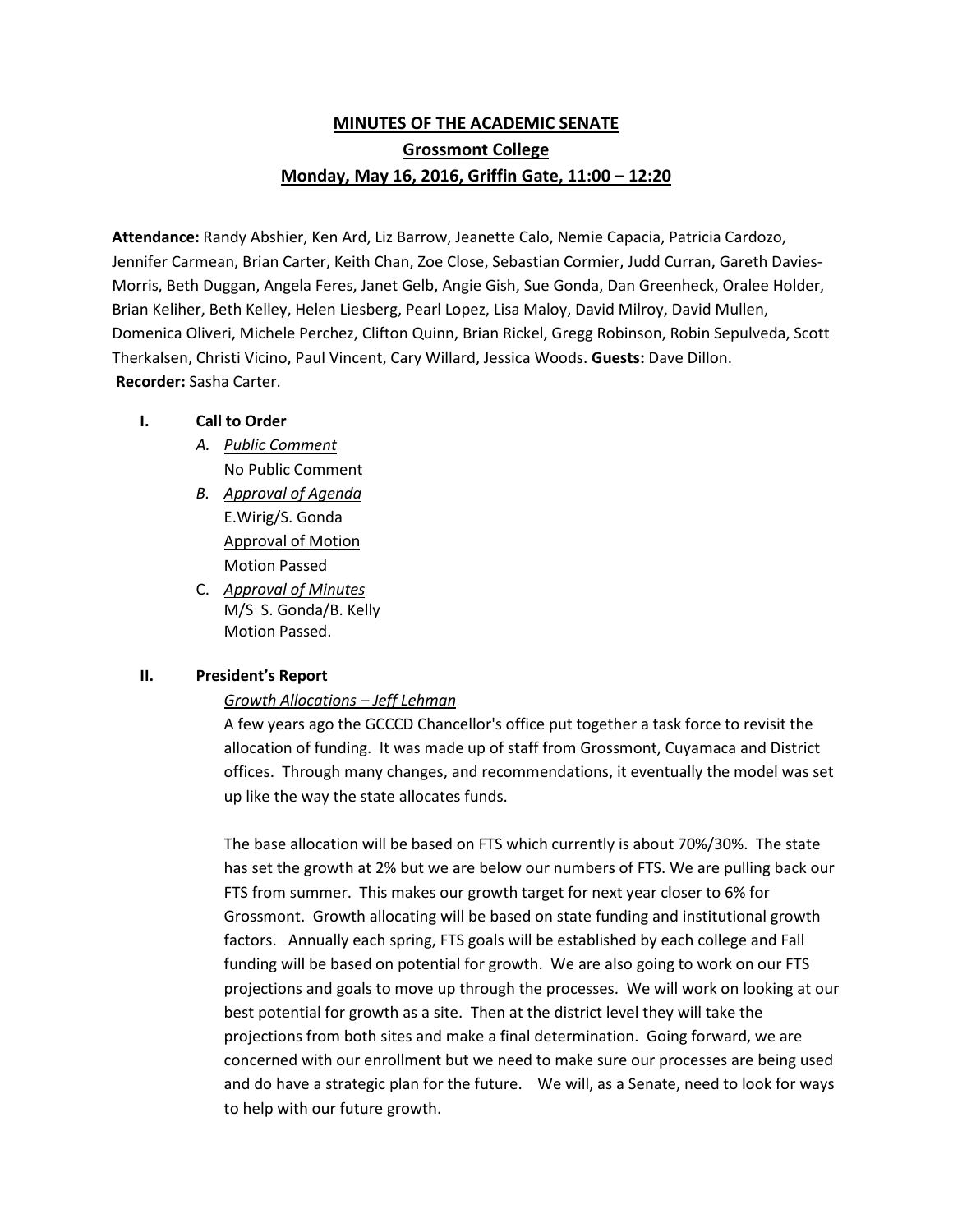# MINUTES OF THE ACADEMIC SENATE

## Grossmont College

### Monday, May 16, 2016, Griffin Gate, 11:00 – 12:20

**Attendance:** Randy Abshier, Ken Ard, Liz Barrow, Jeanette Calo, Nemie Capacia, Patricia Cardozo, Jennifer Carmean, Brian Carter, Keith Chan, Zoe Close, Sebastian Cormier, Judd Curran, Gareth Davies-Morris, Beth Duggan, Angela Feres, Janet Gelb, Angie Gish, Sue Gonda, Dan Greenheck, Oralee Holder, Brian Keliher, Beth Kelley, Helen Liesberg, Pearl Lopez, Lisa Maloy, David Milroy, David Mullen, Domenica Oliveri, Michele Perchez, Clifton Quinn, Brian Rickel, Gregg Robinson, Robin Sepulveda, Scott Therkalsen, Christi Vicino, Paul Vincent, Cary Willard, Jessica Woods. **Guests:** Dave Dillon.
**Recorder:** Sasha Carter.

**I. Call to Order**

*A. Public Comment*
No Public Comment

*B. Approval of Agenda*
E.Wirig/S. Gonda
Approval of Motion
Motion Passed

C. *Approval of Minutes*
M/S S. Gonda/B. Kelly
Motion Passed.

**II. President's Report**

*Growth Allocations – Jeff Lehman*

A few years ago the GCCCD Chancellor's office put together a task force to revisit the allocation of funding. It was made up of staff from Grossmont, Cuyamaca and District offices. Through many changes, and recommendations, it eventually the model was set up like the way the state allocates funds.

The base allocation will be based on FTS which currently is about 70%/30%. The state has set the growth at 2% but we are below our numbers of FTS. We are pulling back our FTS from summer. This makes our growth target for next year closer to 6% for Grossmont. Growth allocating will be based on state funding and institutional growth factors. Annually each spring, FTS goals will be established by each college and Fall funding will be based on potential for growth. We are also going to work on our FTS projections and goals to move up through the processes. We will work on looking at our best potential for growth as a site. Then at the district level they will take the projections from both sites and make a final determination. Going forward, we are concerned with our enrollment but we need to make sure our processes are being used and do have a strategic plan for the future. We will, as a Senate, need to look for ways to help with our future growth.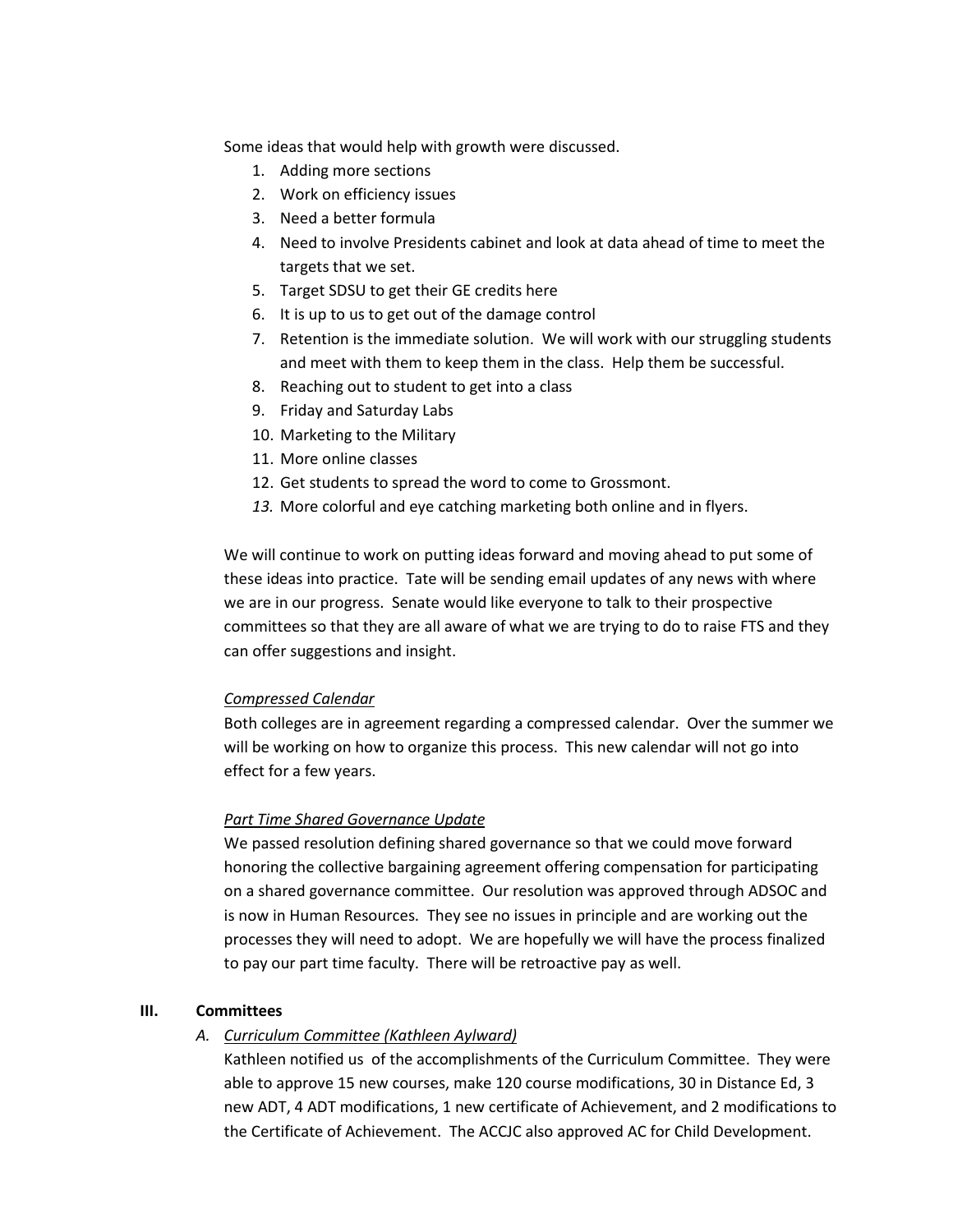Some ideas that would help with growth were discussed.

1. Adding more sections
2. Work on efficiency issues
3. Need a better formula
4. Need to involve Presidents cabinet and look at data ahead of time to meet the targets that we set.
5. Target SDSU to get their GE credits here
6. It is up to us to get out of the damage control
7. Retention is the immediate solution. We will work with our struggling students and meet with them to keep them in the class. Help them be successful.
8. Reaching out to student to get into a class
9. Friday and Saturday Labs
10. Marketing to the Military
11. More online classes
12. Get students to spread the word to come to Grossmont.
13. More colorful and eye catching marketing both online and in flyers.

We will continue to work on putting ideas forward and moving ahead to put some of these ideas into practice. Tate will be sending email updates of any news with where we are in our progress. Senate would like everyone to talk to their prospective committees so that they are all aware of what we are trying to do to raise FTS and they can offer suggestions and insight.

*Compressed Calendar*

Both colleges are in agreement regarding a compressed calendar. Over the summer we will be working on how to organize this process. This new calendar will not go into effect for a few years.

*Part Time Shared Governance Update*

We passed resolution defining shared governance so that we could move forward honoring the collective bargaining agreement offering compensation for participating on a shared governance committee. Our resolution was approved through ADSOC and is now in Human Resources. They see no issues in principle and are working out the processes they will need to adopt. We are hopefully we will have the process finalized to pay our part time faculty. There will be retroactive pay as well.

## III. Committees

### A. *Curriculum Committee (Kathleen Aylward)*

Kathleen notified us of the accomplishments of the Curriculum Committee. They were able to approve 15 new courses, make 120 course modifications, 30 in Distance Ed, 3 new ADT, 4 ADT modifications, 1 new certificate of Achievement, and 2 modifications to the Certificate of Achievement. The ACCJC also approved AC for Child Development.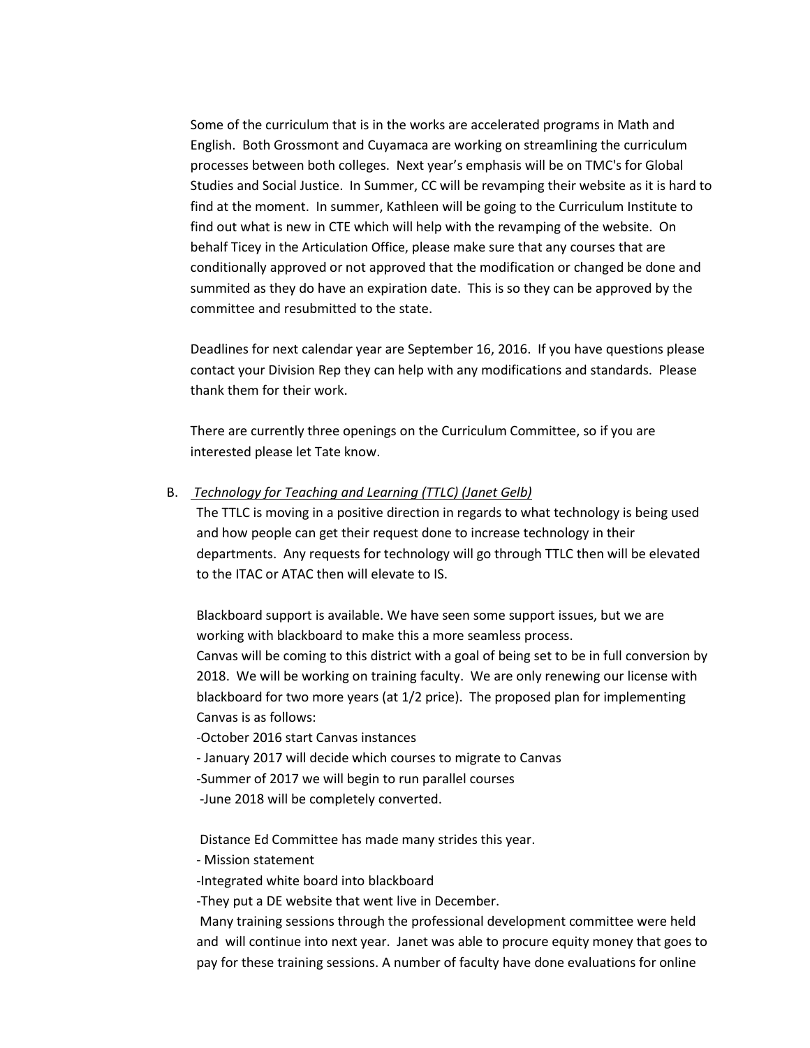Some of the curriculum that is in the works are accelerated programs in Math and English. Both Grossmont and Cuyamaca are working on streamlining the curriculum processes between both colleges. Next year's emphasis will be on TMC's for Global Studies and Social Justice. In Summer, CC will be revamping their website as it is hard to find at the moment. In summer, Kathleen will be going to the Curriculum Institute to find out what is new in CTE which will help with the revamping of the website. On behalf Ticey in the Articulation Office, please make sure that any courses that are conditionally approved or not approved that the modification or changed be done and summited as they do have an expiration date. This is so they can be approved by the committee and resubmitted to the state.

Deadlines for next calendar year are September 16, 2016. If you have questions please contact your Division Rep they can help with any modifications and standards. Please thank them for their work.

There are currently three openings on the Curriculum Committee, so if you are interested please let Tate know.

B. *Technology for Teaching and Learning (TTLC) (Janet Gelb)*

The TTLC is moving in a positive direction in regards to what technology is being used and how people can get their request done to increase technology in their departments. Any requests for technology will go through TTLC then will be elevated to the ITAC or ATAC then will elevate to IS.

Blackboard support is available. We have seen some support issues, but we are working with blackboard to make this a more seamless process.
Canvas will be coming to this district with a goal of being set to be in full conversion by 2018. We will be working on training faculty. We are only renewing our license with blackboard for two more years (at 1/2 price). The proposed plan for implementing Canvas is as follows:

-October 2016 start Canvas instances
- January 2017 will decide which courses to migrate to Canvas
-Summer of 2017 we will begin to run parallel courses
-June 2018 will be completely converted.

Distance Ed Committee has made many strides this year.

- Mission statement
-Integrated white board into blackboard
-They put a DE website that went live in December.

Many training sessions through the professional development committee were held and will continue into next year. Janet was able to procure equity money that goes to pay for these training sessions. A number of faculty have done evaluations for online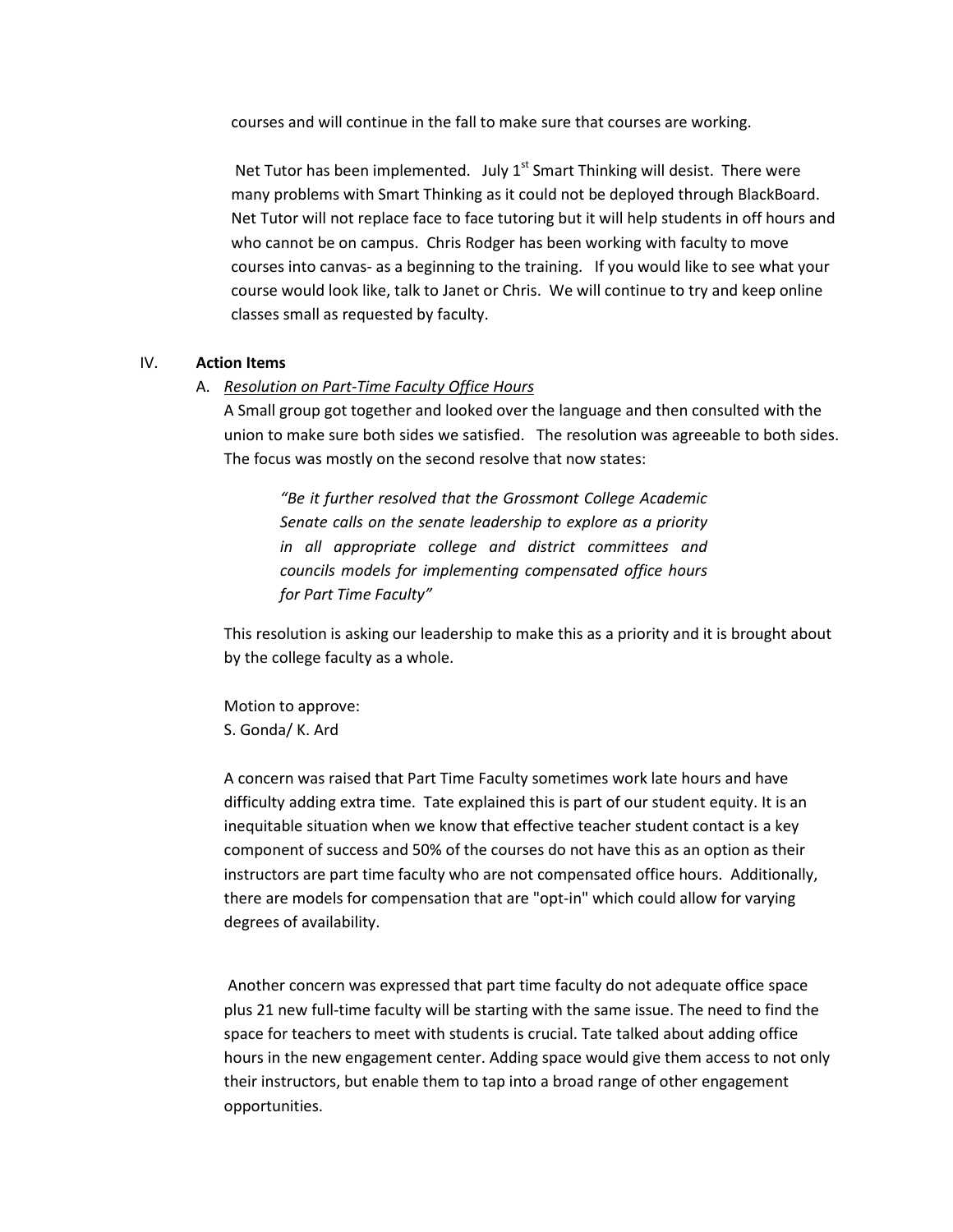courses and will continue in the fall to make sure that courses are working.

Net Tutor has been implemented. July 1st Smart Thinking will desist. There were many problems with Smart Thinking as it could not be deployed through BlackBoard. Net Tutor will not replace face to face tutoring but it will help students in off hours and who cannot be on campus. Chris Rodger has been working with faculty to move courses into canvas- as a beginning to the training. If you would like to see what your course would look like, talk to Janet or Chris. We will continue to try and keep online classes small as requested by faculty.

## IV. Action Items

### A. *Resolution on Part-Time Faculty Office Hours*

A Small group got together and looked over the language and then consulted with the union to make sure both sides we satisfied. The resolution was agreeable to both sides. The focus was mostly on the second resolve that now states:

> *"Be it further resolved that the Grossmont College Academic Senate calls on the senate leadership to explore as a priority in all appropriate college and district committees and councils models for implementing compensated office hours for Part Time Faculty"*

This resolution is asking our leadership to make this as a priority and it is brought about by the college faculty as a whole.

Motion to approve:
S. Gonda/ K. Ard

A concern was raised that Part Time Faculty sometimes work late hours and have difficulty adding extra time. Tate explained this is part of our student equity. It is an inequitable situation when we know that effective teacher student contact is a key component of success and 50% of the courses do not have this as an option as their instructors are part time faculty who are not compensated office hours. Additionally, there are models for compensation that are "opt-in" which could allow for varying degrees of availability.

Another concern was expressed that part time faculty do not adequate office space plus 21 new full-time faculty will be starting with the same issue. The need to find the space for teachers to meet with students is crucial. Tate talked about adding office hours in the new engagement center. Adding space would give them access to not only their instructors, but enable them to tap into a broad range of other engagement opportunities.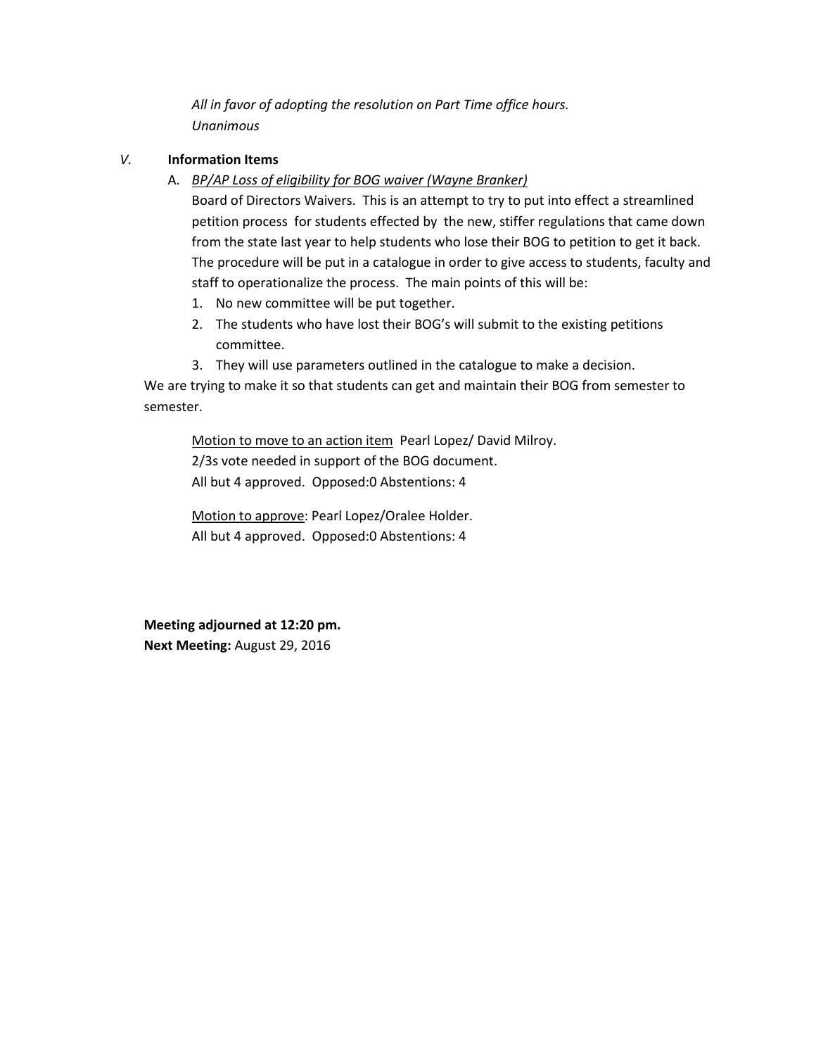*All in favor of adopting the resolution on Part Time office hours.*
*Unanimous*

## *V.* Information Items

A. *BP/AP Loss of eligibility for BOG waiver (Wayne Branker)*

Board of Directors Waivers. This is an attempt to try to put into effect a streamlined petition process for students effected by the new, stiffer regulations that came down from the state last year to help students who lose their BOG to petition to get it back. The procedure will be put in a catalogue in order to give access to students, faculty and staff to operationalize the process. The main points of this will be:

1. No new committee will be put together.
2. The students who have lost their BOG's will submit to the existing petitions committee.
3. They will use parameters outlined in the catalogue to make a decision.

We are trying to make it so that students can get and maintain their BOG from semester to semester.

<u>Motion to move to an action item</u> Pearl Lopez/ David Milroy.
2/3s vote needed in support of the BOG document.
All but 4 approved. Opposed:0 Abstentions: 4

<u>Motion to approve</u>: Pearl Lopez/Oralee Holder.
All but 4 approved. Opposed:0 Abstentions: 4

**Meeting adjourned at 12:20 pm.**
**Next Meeting:** August 29, 2016